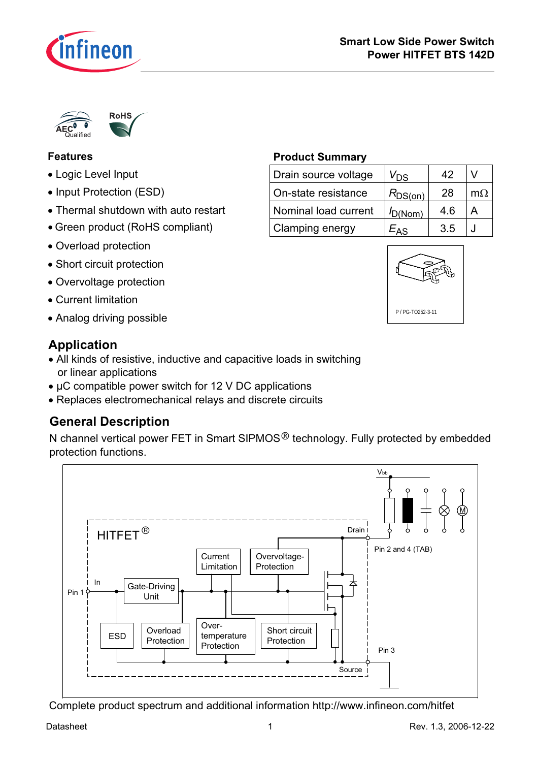# Smart Low Side Power Switch
## Power HITFET BTS 142D

### Features

- Logic Level Input
- Input Protection (ESD)
- Thermal shutdown with auto restart
- Green product (RoHS compliant)
- Overload protection
- Short circuit protection
- Overvoltage protection
- Current limitation
- Analog driving possible

### Product Summary

| | | | |
|---|---|---|---|
| Drain source voltage | $V_{DS}$ | 42 | V |
| On-state resistance | $R_{DS(on)}$ | 28 | mΩ |
| Nominal load current | $I_{D(Nom)}$ | 4.6 | A |
| Clamping energy | $E_{AS}$ | 3.5 | J |

P / PG-TO252-3-11

## Application

- All kinds of resistive, inductive and capacitive loads in switching or linear applications
- µC compatible power switch for 12 V DC applications
- Replaces electromechanical relays and discrete circuits

## General Description

N channel vertical power FET in Smart SIPMOS® technology. Fully protected by embedded protection functions.

Complete product spectrum and additional information http://www.infineon.com/hitfet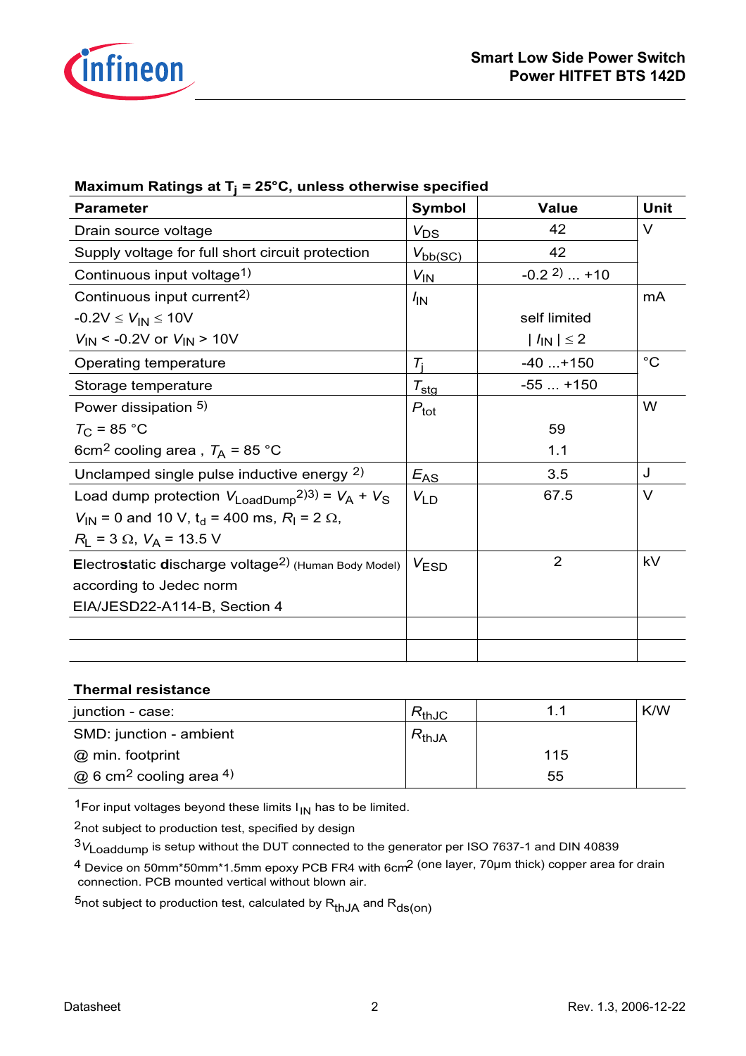**Maximum Ratings at $T_j$ = 25°C, unless otherwise specified**

| Parameter | Symbol | Value | Unit |
|---|---|---|---|
| Drain source voltage | $V_{DS}$ | 42 | V |
| Supply voltage for full short circuit protection | $V_{bb(SC)}$ | 42 | |
| Continuous input voltage[1] | $V_{IN}$ | -0.2 [2] ... +10 | |
| Continuous input current[2]<br>$-0.2V \leq V_{IN} \leq 10V$<br>$V_{IN} < -0.2V$ or $V_{IN} > 10V$ | $I_{IN}$ | <br>self limited<br>$\mid I_{IN} \mid \leq 2$ | mA |
| Operating temperature | $T_j$ | -40 ...+150 | °C |
| Storage temperature | $T_{stg}$ | -55 ... +150 | |
| Power dissipation [5]<br>$T_C$ = 85 °C<br>6cm² cooling area , $T_A$ = 85 °C | $P_{tot}$ | <br>59<br>1.1 | W |
| Unclamped single pulse inductive energy [2] | $E_{AS}$ | 3.5 | J |
| Load dump protection $V_{LoadDump}$[2][3] = $V_A + V_S$<br>$V_{IN}$ = 0 and 10 V, $t_d$ = 400 ms, $R_I$ = 2 Ω,<br>$R_L$ = 3 Ω, $V_A$ = 13.5 V | $V_{LD}$ | 67.5 | V |
| Electrostatic discharge voltage[2] (Human Body Model)<br>according to Jedec norm<br>EIA/JESD22-A114-B, Section 4 | $V_{ESD}$ | 2 | kV |
| | | | |
| | | | |

**Thermal resistance**

| | | | |
|---|---|---|---|
| junction - case: | $R_{thJC}$ | 1.1 | K/W |
| SMD: junction - ambient<br>@ min. footprint<br>@ 6 cm² cooling area [4] | $R_{thJA}$ | <br>115<br>55 | |

[1]For input voltages beyond these limits $I_{IN}$ has to be limited.

[2]not subject to production test, specified by design

[3]$V_{Loaddump}$ is setup without the DUT connected to the generator per ISO 7637-1 and DIN 40839

[4] Device on 50mm*50mm*1.5mm epoxy PCB FR4 with 6cm² (one layer, 70µm thick) copper area for drain connection. PCB mounted vertical without blown air.

[5]not subject to production test, calculated by $R_{thJA}$ and $R_{ds(on)}$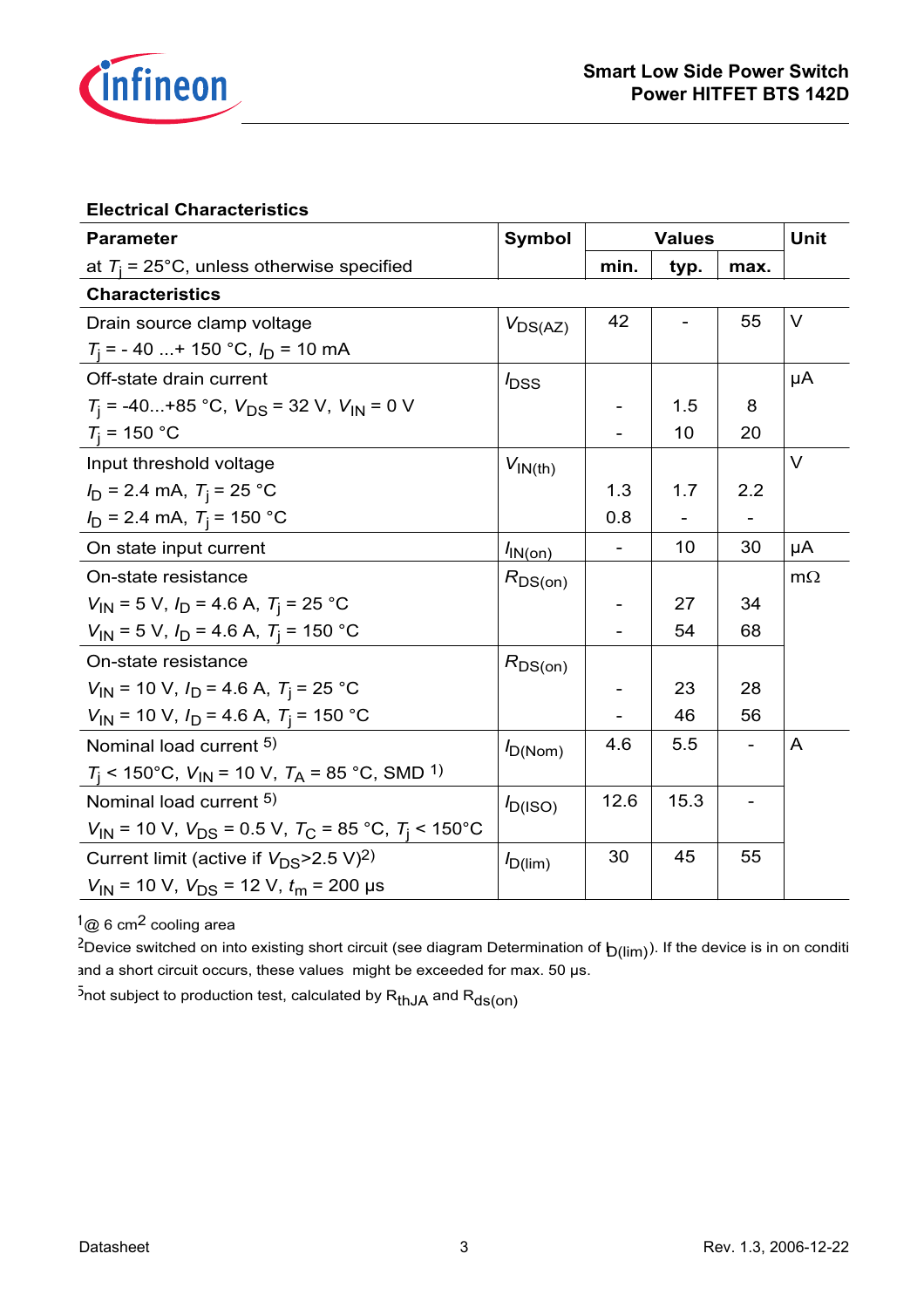## Electrical Characteristics

| Parameter<br>at $T_j$ = 25°C, unless otherwise specified | Symbol | Values | | | Unit |
|---|---|---|---|---|---|
| | | min. | typ. | max. | |
| **Characteristics** | | | | | |
| Drain source clamp voltage<br>$T_j$ = - 40 ...+ 150 °C, $I_D$ = 10 mA | $V_{DS(AZ)}$ | 42 | - | 55 | V |
| Off-state drain current | $I_{DSS}$ | | | | µA |
| $T_j$ = -40...+85 °C, $V_{DS}$ = 32 V, $V_{IN}$ = 0 V | | - | 1.5 | 8 | |
| $T_j$ = 150 °C | | - | 10 | 20 | |
| Input threshold voltage | $V_{IN(th)}$ | | | | V |
| $I_D$ = 2.4 mA, $T_j$ = 25 °C | | 1.3 | 1.7 | 2.2 | |
| $I_D$ = 2.4 mA, $T_j$ = 150 °C | | 0.8 | - | - | |
| On state input current | $I_{IN(on)}$ | - | 10 | 30 | µA |
| On-state resistance | $R_{DS(on)}$ | | | | mΩ |
| $V_{IN}$ = 5 V, $I_D$ = 4.6 A, $T_j$ = 25 °C | | - | 27 | 34 | |
| $V_{IN}$ = 5 V, $I_D$ = 4.6 A, $T_j$ = 150 °C | | - | 54 | 68 | |
| On-state resistance | $R_{DS(on)}$ | | | | |
| $V_{IN}$ = 10 V, $I_D$ = 4.6 A, $T_j$ = 25 °C | | - | 23 | 28 | |
| $V_{IN}$ = 10 V, $I_D$ = 4.6 A, $T_j$ = 150 °C | | - | 46 | 56 | |
| Nominal load current [5]<br>$T_j$ < 150°C, $V_{IN}$ = 10 V, $T_A$ = 85 °C, SMD [1] | $I_{D(Nom)}$ | 4.6 | 5.5 | - | A |
| Nominal load current [5]<br>$V_{IN}$ = 10 V, $V_{DS}$ = 0.5 V, $T_C$ = 85 °C, $T_j$ < 150°C | $I_{D(ISO)}$ | 12.6 | 15.3 | - | |
| Current limit (active if $V_{DS}$>2.5 V)[2]<br>$V_{IN}$ = 10 V, $V_{DS}$ = 12 V, $t_m$ = 200 µs | $I_{D(lim)}$ | 30 | 45 | 55 | |

[1] @ 6 $cm^2$ cooling area

[2] Device switched on into existing short circuit (see diagram Determination of $I_{D(lim)}$). If the device is in on conditi and a short circuit occurs, these values might be exceeded for max. 50 µs.

[5] not subject to production test, calculated by $R_{thJA}$ and $R_{ds(on)}$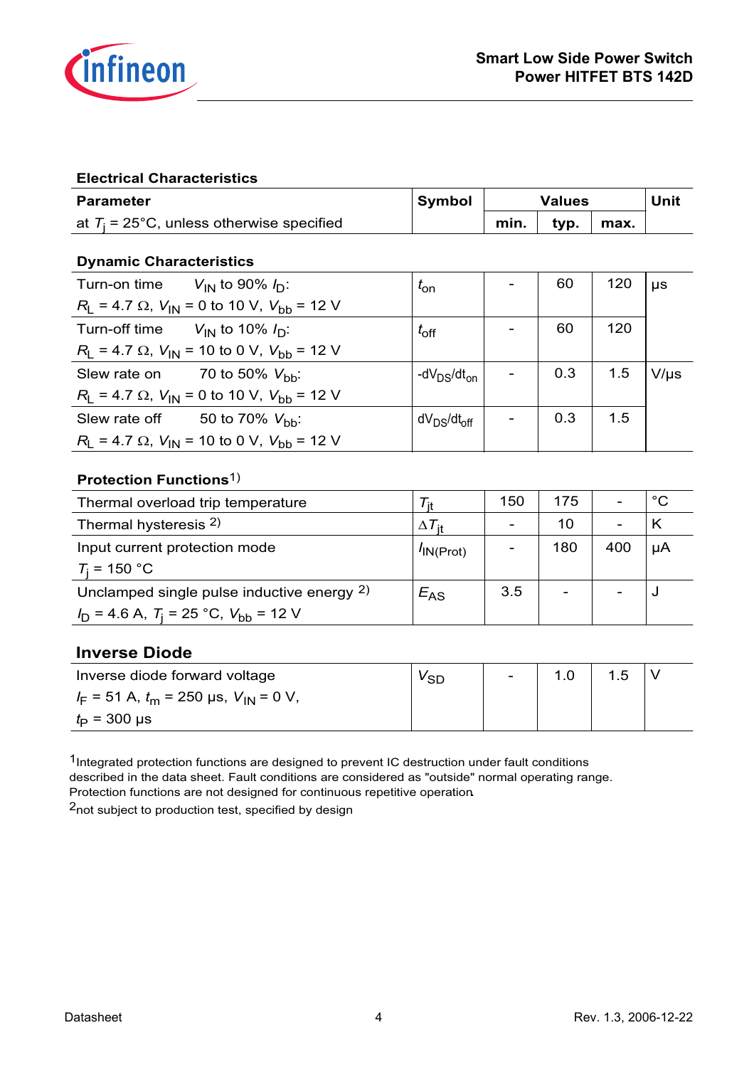## Electrical Characteristics

| Parameter<br>at $T_j$ = 25°C, unless otherwise specified | Symbol | Values | | | Unit |
|---|---|---|---|---|---|
| | | min. | typ. | max. | |
| **Dynamic Characteristics** | | | | | |
| Turn-on time $V_{IN}$ to 90% $I_D$:<br>$R_L$ = 4.7 Ω, $V_{IN}$ = 0 to 10 V, $V_{bb}$ = 12 V | $t_{on}$ | - | 60 | 120 | µs |
| Turn-off time $V_{IN}$ to 10% $I_D$:<br>$R_L$ = 4.7 Ω, $V_{IN}$ = 10 to 0 V, $V_{bb}$ = 12 V | $t_{off}$ | - | 60 | 120 | |
| Slew rate on 70 to 50% $V_{bb}$:<br>$R_L$ = 4.7 Ω, $V_{IN}$ = 0 to 10 V, $V_{bb}$ = 12 V | $-dV_{DS}/dt_{on}$ | - | 0.3 | 1.5 | V/µs |
| Slew rate off 50 to 70% $V_{bb}$:<br>$R_L$ = 4.7 Ω, $V_{IN}$ = 10 to 0 V, $V_{bb}$ = 12 V | $dV_{DS}/dt_{off}$ | - | 0.3 | 1.5 | |
| **Protection Functions**[1] | | | | | |
| Thermal overload trip temperature | $T_{jt}$ | 150 | 175 | - | °C |
| Thermal hysteresis [2] | $\Delta T_{jt}$ | - | 10 | - | K |
| Input current protection mode<br>$T_j$ = 150 °C | $I_{IN(Prot)}$ | - | 180 | 400 | µA |
| Unclamped single pulse inductive energy [2]<br>$I_D$ = 4.6 A, $T_j$ = 25 °C, $V_{bb}$ = 12 V | $E_{AS}$ | 3.5 | - | - | J |
| **Inverse Diode** | | | | | |
| Inverse diode forward voltage<br>$I_F$ = 51 A, $t_m$ = 250 µs, $V_{IN}$ = 0 V,<br>$t_P$ = 300 µs | $V_{SD}$ | - | 1.0 | 1.5 | V |

[1] Integrated protection functions are designed to prevent IC destruction under fault conditions described in the data sheet. Fault conditions are considered as "outside" normal operating range. Protection functions are not designed for continuous repetitive operation.

[2] not subject to production test, specified by design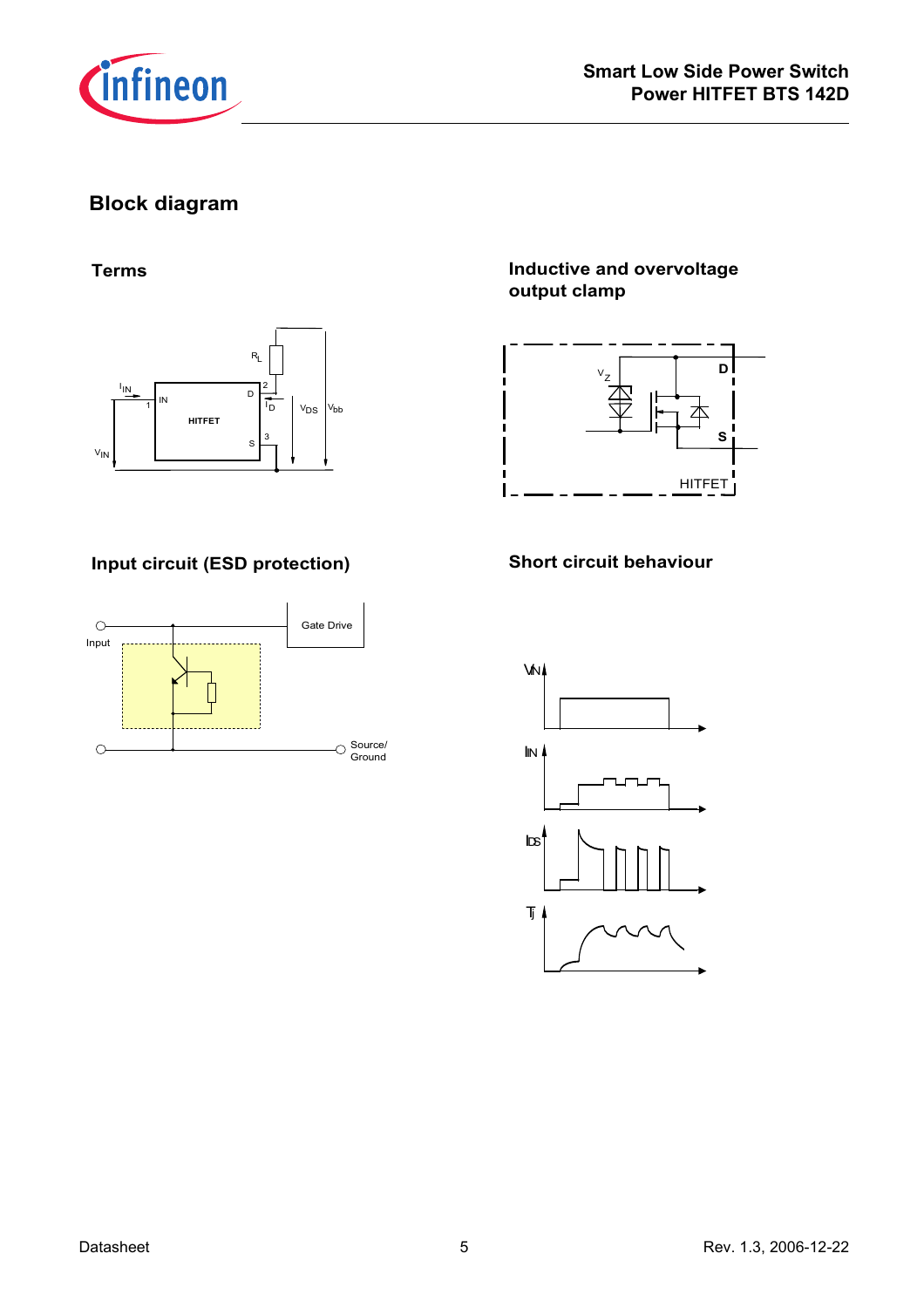## Block diagram

### Terms

### Inductive and overvoltage output clamp

### Input circuit (ESD protection)

### Short circuit behaviour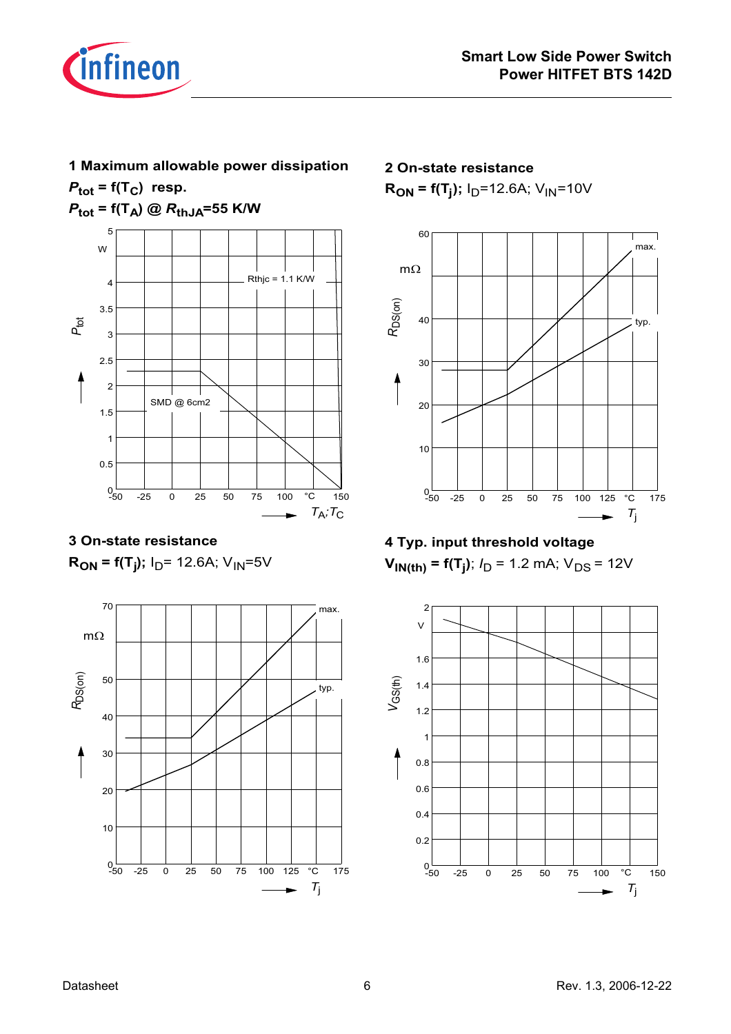**1 Maximum allowable power dissipation**

$P_{tot}$ = f($T_C$) resp.

$P_{tot}$ = f($T_A$) @ $R_{thJA}$=55 K/W

**2 On-state resistance**

$R_{ON}$ = f($T_j$); $I_D$=12.6A; $V_{IN}$=10V

**3 On-state resistance**

$R_{ON}$ = f($T_j$); $I_D$= 12.6A; $V_{IN}$=5V

**4 Typ. input threshold voltage**

$V_{IN(th)}$ = f($T_j$); $I_D$ = 1.2 mA; $V_{DS}$ = 12V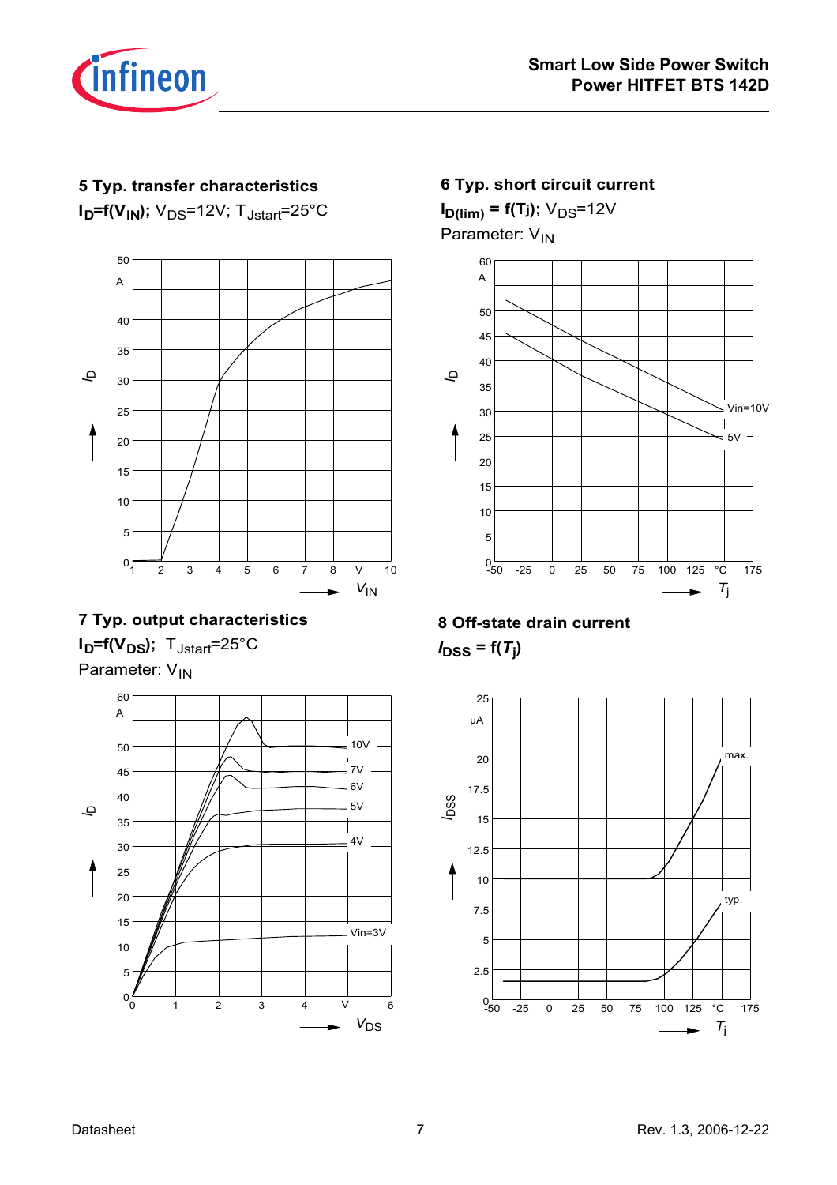**5 Typ. transfer characteristics**

$I_D = f(V_{IN})$; $V_{DS}$=12V; $T_{Jstart}$=25°C

**6 Typ. short circuit current**

$I_{D(lim)} = f(T_j)$; $V_{DS}$=12V

Parameter: $V_{IN}$

**7 Typ. output characteristics**

$I_D = f(V_{DS})$; $T_{Jstart}$=25°C

Parameter: $V_{IN}$

**8 Off-state drain current**

$I_{DSS} = f(T_j)$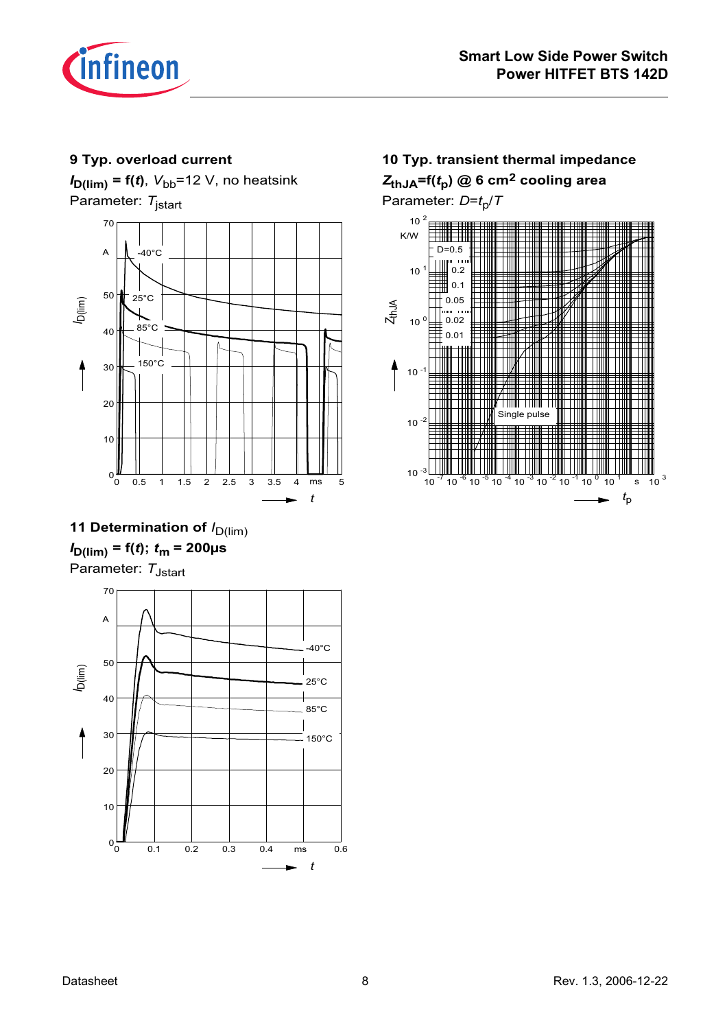**9 Typ. overload current**

$I_{D(lim)}$ = f($t$), $V_{bb}$=12 V, no heatsink

Parameter: $T_{jstart}$

**10 Typ. transient thermal impedance**

$Z_{thJA}$=f($t_p$) @ 6 cm² cooling area

Parameter: $D$=$t_p$/$T$

**11 Determination of $I_{D(lim)}$**

$I_{D(lim)}$ = f($t$); $t_m$ = 200µs

Parameter: $T_{Jstart}$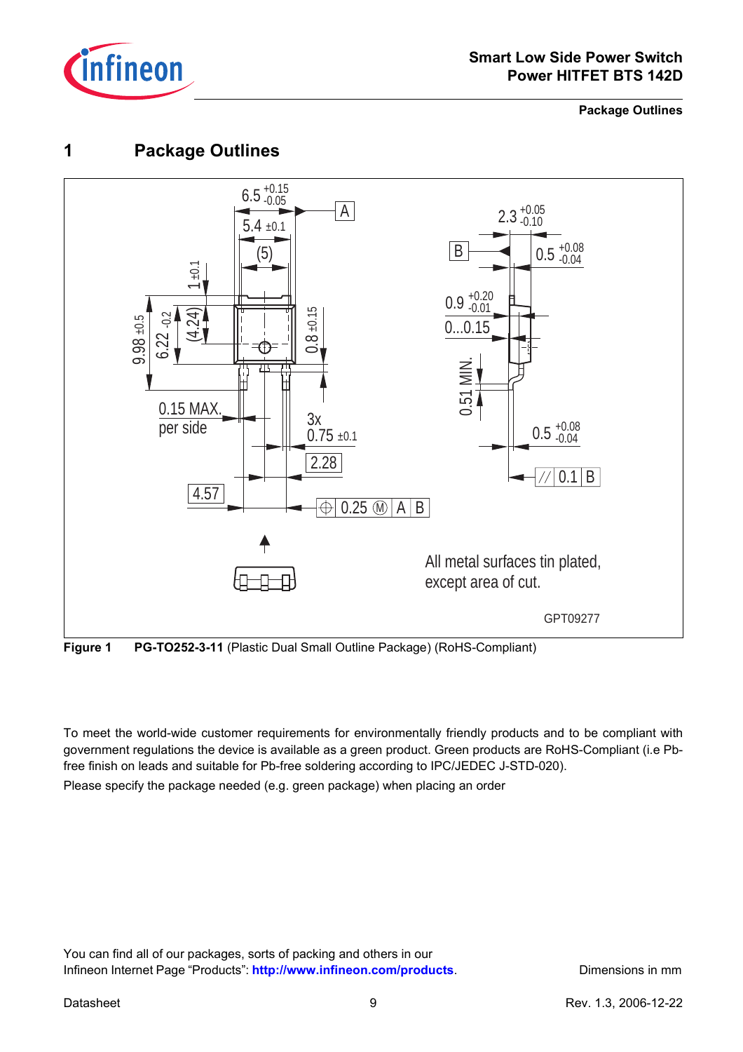# 1 Package Outlines

Figure 1 **PG-TO252-3-11** (Plastic Dual Small Outline Package) (RoHS-Compliant)

To meet the world-wide customer requirements for environmentally friendly products and to be compliant with government regulations the device is available as a green product. Green products are RoHS-Compliant (i.e Pb-free finish on leads and suitable for Pb-free soldering according to IPC/JEDEC J-STD-020).

Please specify the package needed (e.g. green package) when placing an order

You can find all of our packages, sorts of packing and others in our Infineon Internet Page "Products": **http://www.infineon.com/products**.

Dimensions in mm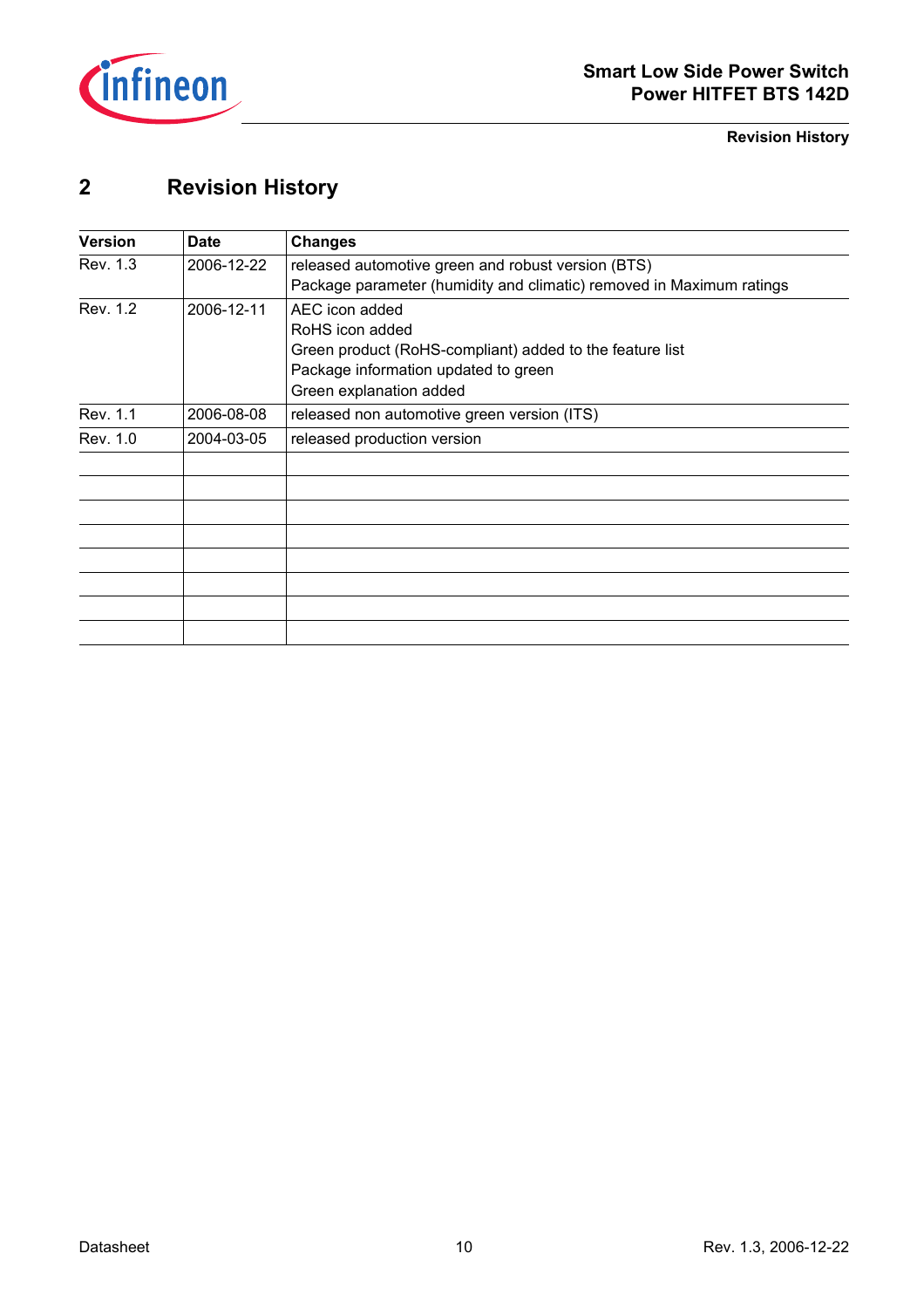## 2 Revision History

| Version | Date | Changes |
|---|---|---|
| Rev. 1.3 | 2006-12-22 | released automotive green and robust version (BTS)<br>Package parameter (humidity and climatic) removed in Maximum ratings |
| Rev. 1.2 | 2006-12-11 | AEC icon added<br>RoHS icon added<br>Green product (RoHS-compliant) added to the feature list<br>Package information updated to green<br>Green explanation added |
| Rev. 1.1 | 2006-08-08 | released non automotive green version (ITS) |
| Rev. 1.0 | 2004-03-05 | released production version |
| | | |
| | | |
| | | |
| | | |
| | | |
| | | |
| | | |
| | | |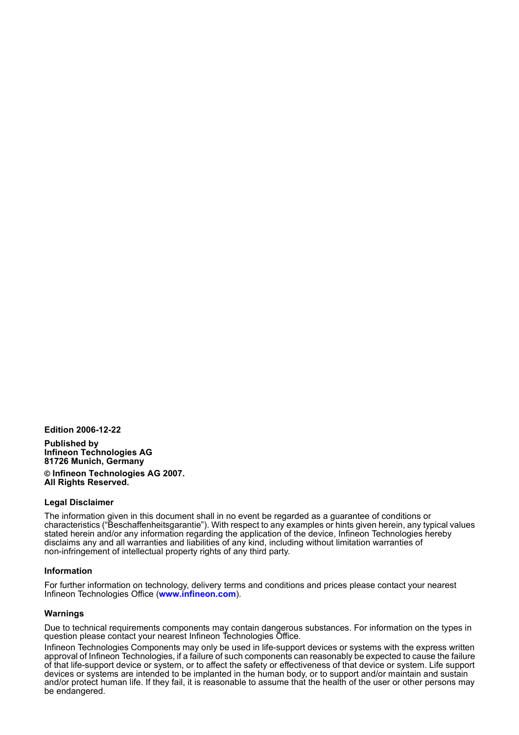**Edition 2006-12-22**

**Published by**
**Infineon Technologies AG**
**81726 Munich, Germany**

**© Infineon Technologies AG 2007.**
**All Rights Reserved.**

### Legal Disclaimer

The information given in this document shall in no event be regarded as a guarantee of conditions or characteristics (“Beschaffenheitsgarantie”). With respect to any examples or hints given herein, any typical values stated herein and/or any information regarding the application of the device, Infineon Technologies hereby disclaims any and all warranties and liabilities of any kind, including without limitation warranties of non-infringement of intellectual property rights of any third party.

### Information

For further information on technology, delivery terms and conditions and prices please contact your nearest Infineon Technologies Office (**www.infineon.com**).

### Warnings

Due to technical requirements components may contain dangerous substances. For information on the types in question please contact your nearest Infineon Technologies Office.

Infineon Technologies Components may only be used in life-support devices or systems with the express written approval of Infineon Technologies, if a failure of such components can reasonably be expected to cause the failure of that life-support device or system, or to affect the safety or effectiveness of that device or system. Life support devices or systems are intended to be implanted in the human body, or to support and/or maintain and sustain and/or protect human life. If they fail, it is reasonable to assume that the health of the user or other persons may be endangered.